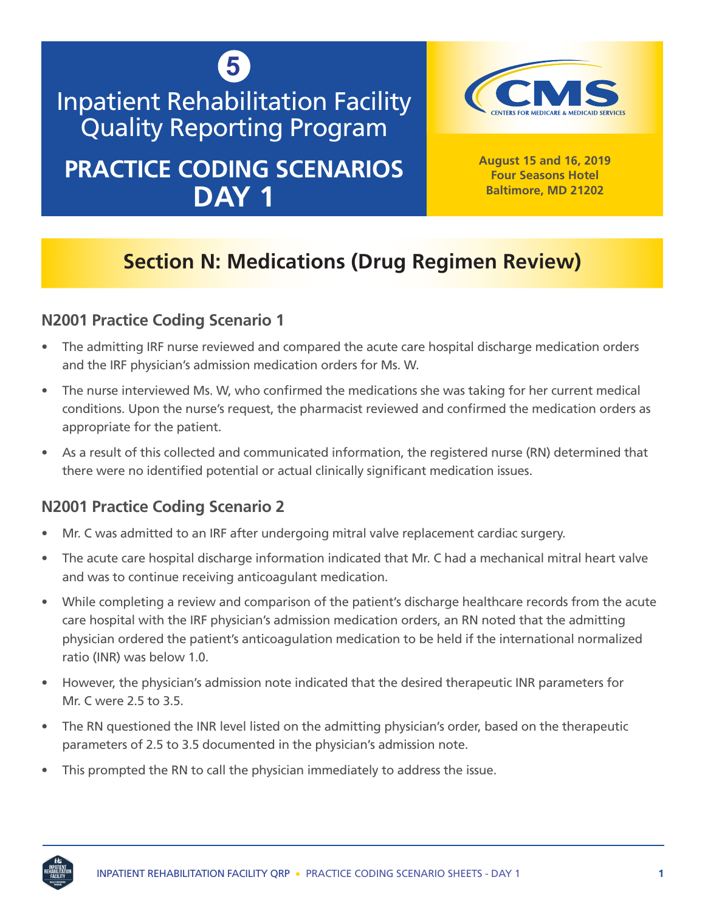5

# Inpatient Rehabilitation Facility Quality Reporting Program

# PRACTICE CODING SCENARIOS DAY 1

**August 15 and 16, 2019**
**Four Seasons Hotel**
**Baltimore, MD 21202**

## Section N: Medications (Drug Regimen Review)

### N2001 Practice Coding Scenario 1

- The admitting IRF nurse reviewed and compared the acute care hospital discharge medication orders and the IRF physician's admission medication orders for Ms. W.
- The nurse interviewed Ms. W, who confirmed the medications she was taking for her current medical conditions. Upon the nurse's request, the pharmacist reviewed and confirmed the medication orders as appropriate for the patient.
- As a result of this collected and communicated information, the registered nurse (RN) determined that there were no identified potential or actual clinically significant medication issues.

### N2001 Practice Coding Scenario 2

- Mr. C was admitted to an IRF after undergoing mitral valve replacement cardiac surgery.
- The acute care hospital discharge information indicated that Mr. C had a mechanical mitral heart valve and was to continue receiving anticoagulant medication.
- While completing a review and comparison of the patient's discharge healthcare records from the acute care hospital with the IRF physician's admission medication orders, an RN noted that the admitting physician ordered the patient's anticoagulation medication to be held if the international normalized ratio (INR) was below 1.0.
- However, the physician's admission note indicated that the desired therapeutic INR parameters for Mr. C were 2.5 to 3.5.
- The RN questioned the INR level listed on the admitting physician's order, based on the therapeutic parameters of 2.5 to 3.5 documented in the physician's admission note.
- This prompted the RN to call the physician immediately to address the issue.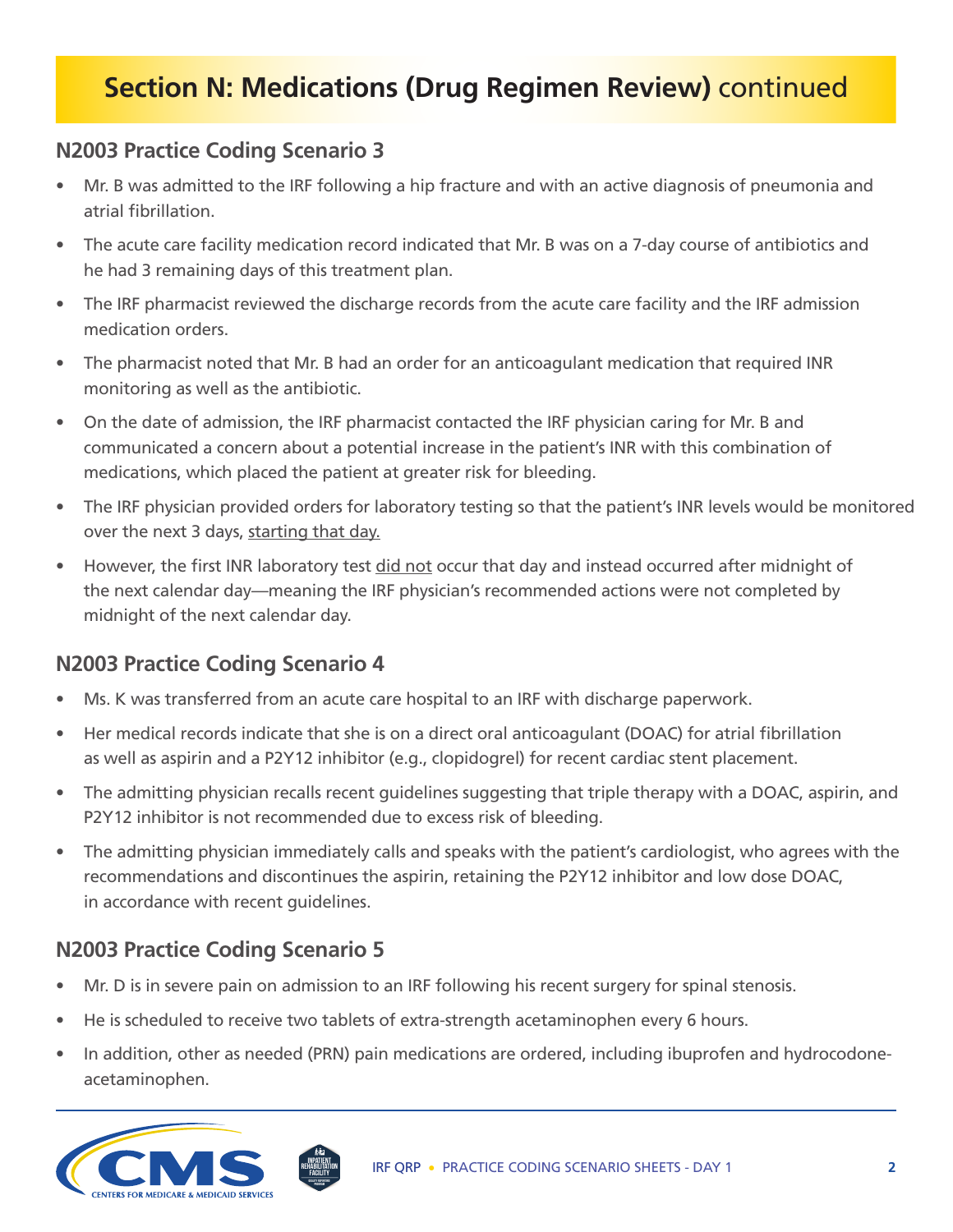## Section N: Medications (Drug Regimen Review) continued

### N2003 Practice Coding Scenario 3

- Mr. B was admitted to the IRF following a hip fracture and with an active diagnosis of pneumonia and atrial fibrillation.
- The acute care facility medication record indicated that Mr. B was on a 7-day course of antibiotics and he had 3 remaining days of this treatment plan.
- The IRF pharmacist reviewed the discharge records from the acute care facility and the IRF admission medication orders.
- The pharmacist noted that Mr. B had an order for an anticoagulant medication that required INR monitoring as well as the antibiotic.
- On the date of admission, the IRF pharmacist contacted the IRF physician caring for Mr. B and communicated a concern about a potential increase in the patient's INR with this combination of medications, which placed the patient at greater risk for bleeding.
- The IRF physician provided orders for laboratory testing so that the patient's INR levels would be monitored over the next 3 days, <u>starting that day.</u>
- However, the first INR laboratory test <u>did not</u> occur that day and instead occurred after midnight of the next calendar day—meaning the IRF physician's recommended actions were not completed by midnight of the next calendar day.

### N2003 Practice Coding Scenario 4

- Ms. K was transferred from an acute care hospital to an IRF with discharge paperwork.
- Her medical records indicate that she is on a direct oral anticoagulant (DOAC) for atrial fibrillation as well as aspirin and a P2Y12 inhibitor (e.g., clopidogrel) for recent cardiac stent placement.
- The admitting physician recalls recent guidelines suggesting that triple therapy with a DOAC, aspirin, and P2Y12 inhibitor is not recommended due to excess risk of bleeding.
- The admitting physician immediately calls and speaks with the patient's cardiologist, who agrees with the recommendations and discontinues the aspirin, retaining the P2Y12 inhibitor and low dose DOAC, in accordance with recent guidelines.

### N2003 Practice Coding Scenario 5

- Mr. D is in severe pain on admission to an IRF following his recent surgery for spinal stenosis.
- He is scheduled to receive two tablets of extra-strength acetaminophen every 6 hours.
- In addition, other as needed (PRN) pain medications are ordered, including ibuprofen and hydrocodone-acetaminophen.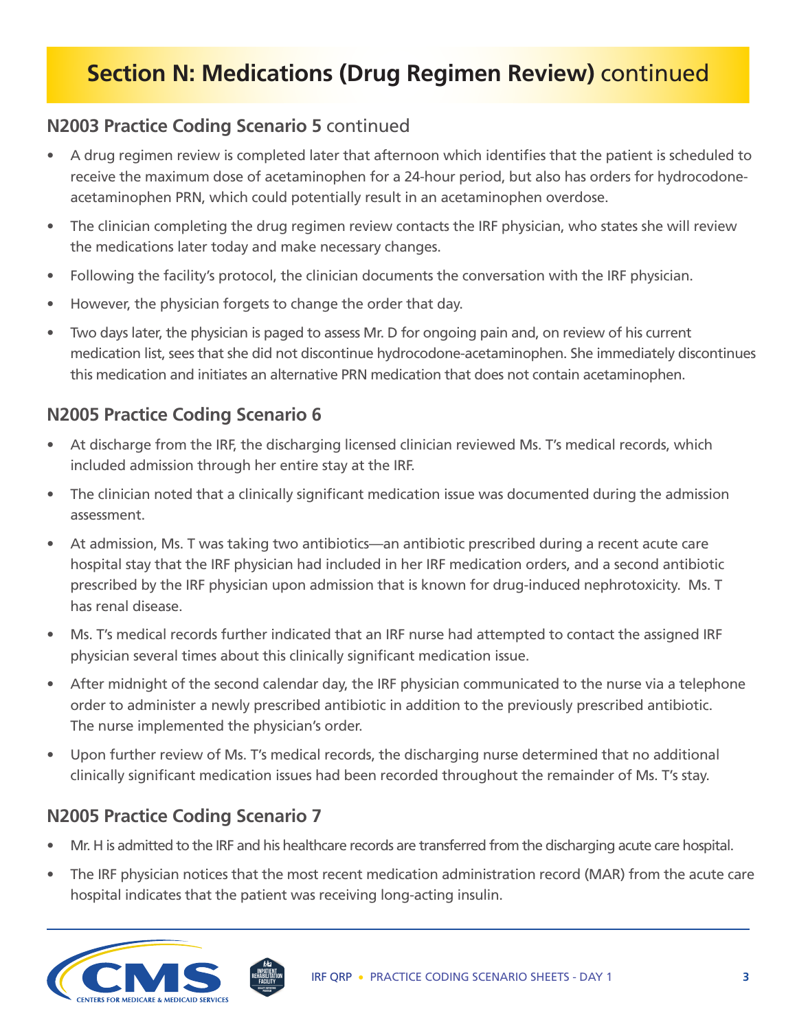# Section N: Medications (Drug Regimen Review) continued

## N2003 Practice Coding Scenario 5 continued

- A drug regimen review is completed later that afternoon which identifies that the patient is scheduled to receive the maximum dose of acetaminophen for a 24-hour period, but also has orders for hydrocodone-acetaminophen PRN, which could potentially result in an acetaminophen overdose.
- The clinician completing the drug regimen review contacts the IRF physician, who states she will review the medications later today and make necessary changes.
- Following the facility's protocol, the clinician documents the conversation with the IRF physician.
- However, the physician forgets to change the order that day.
- Two days later, the physician is paged to assess Mr. D for ongoing pain and, on review of his current medication list, sees that she did not discontinue hydrocodone-acetaminophen. She immediately discontinues this medication and initiates an alternative PRN medication that does not contain acetaminophen.

## N2005 Practice Coding Scenario 6

- At discharge from the IRF, the discharging licensed clinician reviewed Ms. T's medical records, which included admission through her entire stay at the IRF.
- The clinician noted that a clinically significant medication issue was documented during the admission assessment.
- At admission, Ms. T was taking two antibiotics—an antibiotic prescribed during a recent acute care hospital stay that the IRF physician had included in her IRF medication orders, and a second antibiotic prescribed by the IRF physician upon admission that is known for drug-induced nephrotoxicity. Ms. T has renal disease.
- Ms. T's medical records further indicated that an IRF nurse had attempted to contact the assigned IRF physician several times about this clinically significant medication issue.
- After midnight of the second calendar day, the IRF physician communicated to the nurse via a telephone order to administer a newly prescribed antibiotic in addition to the previously prescribed antibiotic. The nurse implemented the physician's order.
- Upon further review of Ms. T's medical records, the discharging nurse determined that no additional clinically significant medication issues had been recorded throughout the remainder of Ms. T's stay.

## N2005 Practice Coding Scenario 7

- Mr. H is admitted to the IRF and his healthcare records are transferred from the discharging acute care hospital.
- The IRF physician notices that the most recent medication administration record (MAR) from the acute care hospital indicates that the patient was receiving long-acting insulin.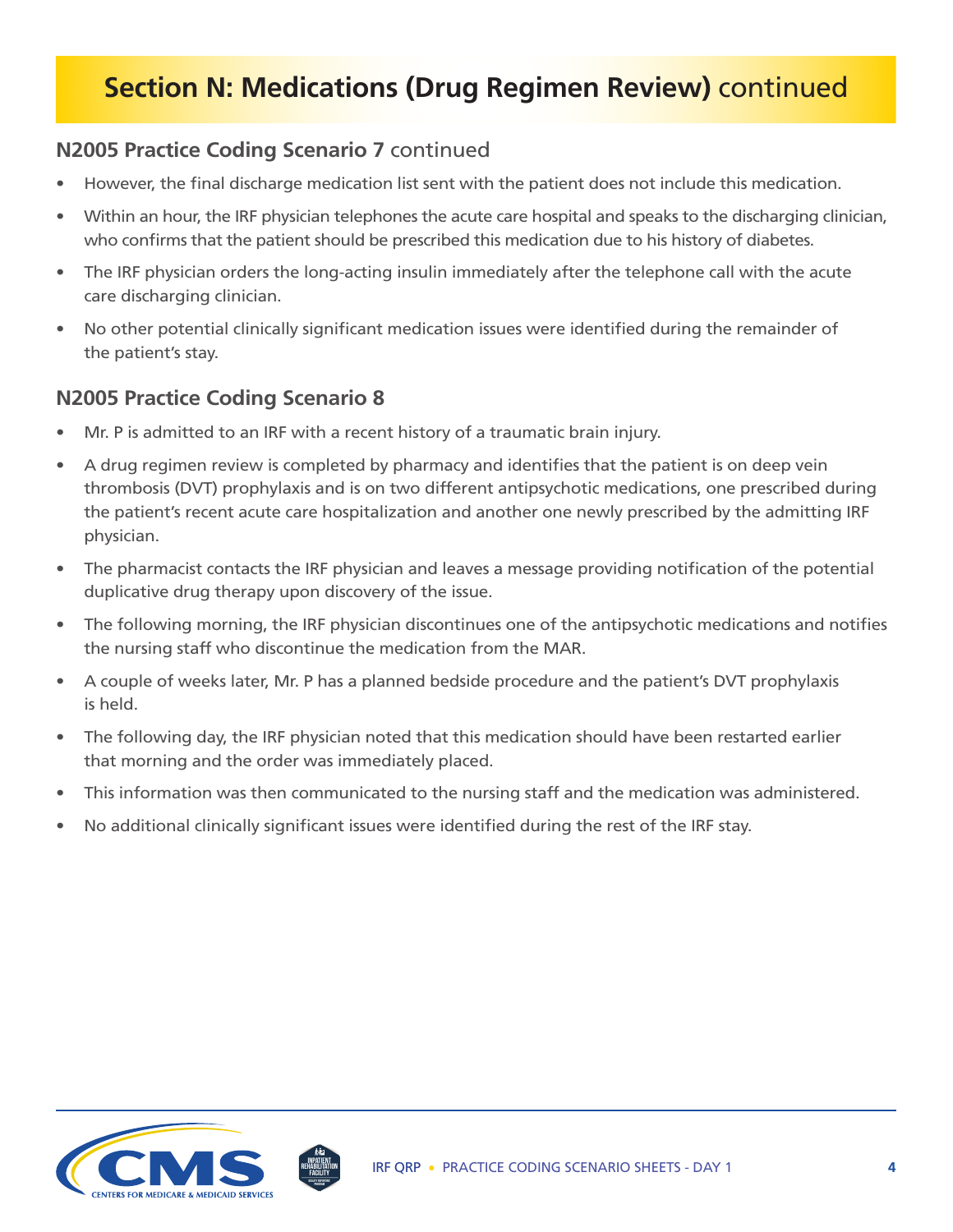## Section N: Medications (Drug Regimen Review) continued

### N2005 Practice Coding Scenario 7 continued

- However, the final discharge medication list sent with the patient does not include this medication.
- Within an hour, the IRF physician telephones the acute care hospital and speaks to the discharging clinician, who confirms that the patient should be prescribed this medication due to his history of diabetes.
- The IRF physician orders the long-acting insulin immediately after the telephone call with the acute care discharging clinician.
- No other potential clinically significant medication issues were identified during the remainder of the patient's stay.

### N2005 Practice Coding Scenario 8

- Mr. P is admitted to an IRF with a recent history of a traumatic brain injury.
- A drug regimen review is completed by pharmacy and identifies that the patient is on deep vein thrombosis (DVT) prophylaxis and is on two different antipsychotic medications, one prescribed during the patient's recent acute care hospitalization and another one newly prescribed by the admitting IRF physician.
- The pharmacist contacts the IRF physician and leaves a message providing notification of the potential duplicative drug therapy upon discovery of the issue.
- The following morning, the IRF physician discontinues one of the antipsychotic medications and notifies the nursing staff who discontinue the medication from the MAR.
- A couple of weeks later, Mr. P has a planned bedside procedure and the patient's DVT prophylaxis is held.
- The following day, the IRF physician noted that this medication should have been restarted earlier that morning and the order was immediately placed.
- This information was then communicated to the nursing staff and the medication was administered.
- No additional clinically significant issues were identified during the rest of the IRF stay.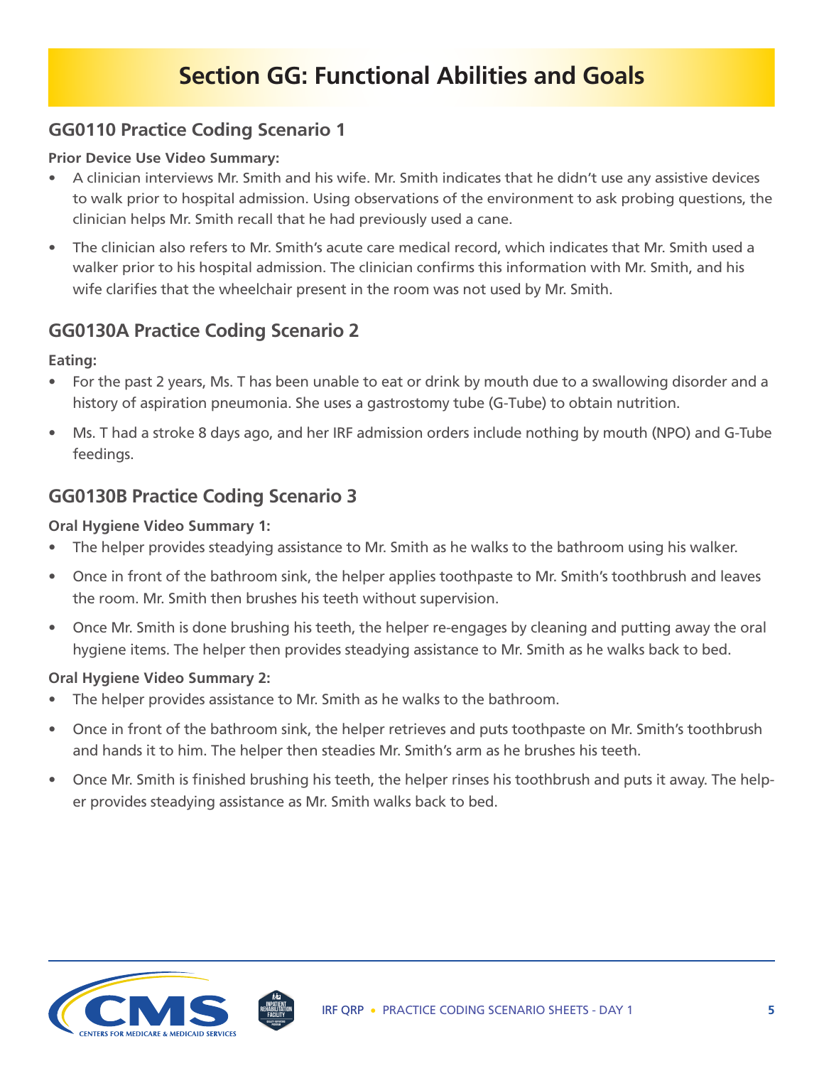# Section GG: Functional Abilities and Goals

## GG0110 Practice Coding Scenario 1

**Prior Device Use Video Summary:**

- A clinician interviews Mr. Smith and his wife. Mr. Smith indicates that he didn't use any assistive devices to walk prior to hospital admission. Using observations of the environment to ask probing questions, the clinician helps Mr. Smith recall that he had previously used a cane.
- The clinician also refers to Mr. Smith's acute care medical record, which indicates that Mr. Smith used a walker prior to his hospital admission. The clinician confirms this information with Mr. Smith, and his wife clarifies that the wheelchair present in the room was not used by Mr. Smith.

## GG0130A Practice Coding Scenario 2

**Eating:**

- For the past 2 years, Ms. T has been unable to eat or drink by mouth due to a swallowing disorder and a history of aspiration pneumonia. She uses a gastrostomy tube (G-Tube) to obtain nutrition.
- Ms. T had a stroke 8 days ago, and her IRF admission orders include nothing by mouth (NPO) and G-Tube feedings.

## GG0130B Practice Coding Scenario 3

**Oral Hygiene Video Summary 1:**

- The helper provides steadying assistance to Mr. Smith as he walks to the bathroom using his walker.
- Once in front of the bathroom sink, the helper applies toothpaste to Mr. Smith's toothbrush and leaves the room. Mr. Smith then brushes his teeth without supervision.
- Once Mr. Smith is done brushing his teeth, the helper re-engages by cleaning and putting away the oral hygiene items. The helper then provides steadying assistance to Mr. Smith as he walks back to bed.

**Oral Hygiene Video Summary 2:**

- The helper provides assistance to Mr. Smith as he walks to the bathroom.
- Once in front of the bathroom sink, the helper retrieves and puts toothpaste on Mr. Smith's toothbrush and hands it to him. The helper then steadies Mr. Smith's arm as he brushes his teeth.
- Once Mr. Smith is finished brushing his teeth, the helper rinses his toothbrush and puts it away. The helper provides steadying assistance as Mr. Smith walks back to bed.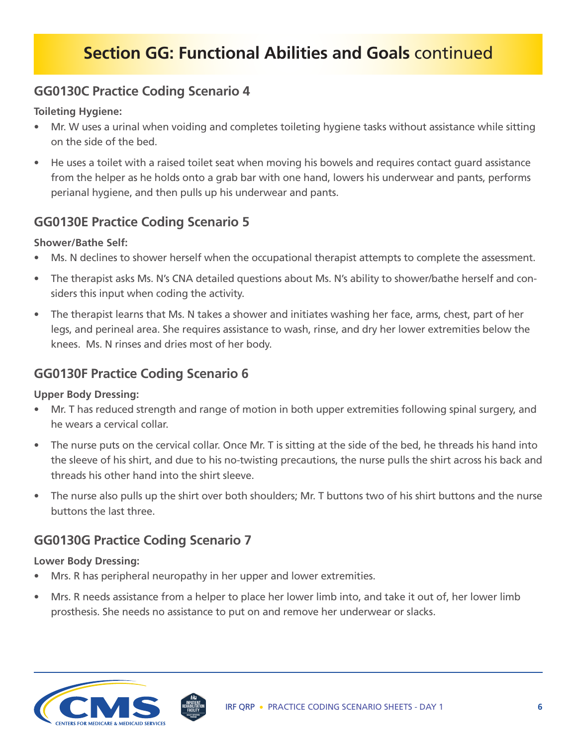# Section GG: Functional Abilities and Goals continued

## GG0130C Practice Coding Scenario 4

**Toileting Hygiene:**

- Mr. W uses a urinal when voiding and completes toileting hygiene tasks without assistance while sitting on the side of the bed.
- He uses a toilet with a raised toilet seat when moving his bowels and requires contact guard assistance from the helper as he holds onto a grab bar with one hand, lowers his underwear and pants, performs perianal hygiene, and then pulls up his underwear and pants.

## GG0130E Practice Coding Scenario 5

**Shower/Bathe Self:**

- Ms. N declines to shower herself when the occupational therapist attempts to complete the assessment.
- The therapist asks Ms. N's CNA detailed questions about Ms. N's ability to shower/bathe herself and considers this input when coding the activity.
- The therapist learns that Ms. N takes a shower and initiates washing her face, arms, chest, part of her legs, and perineal area. She requires assistance to wash, rinse, and dry her lower extremities below the knees. Ms. N rinses and dries most of her body.

## GG0130F Practice Coding Scenario 6

**Upper Body Dressing:**

- Mr. T has reduced strength and range of motion in both upper extremities following spinal surgery, and he wears a cervical collar.
- The nurse puts on the cervical collar. Once Mr. T is sitting at the side of the bed, he threads his hand into the sleeve of his shirt, and due to his no-twisting precautions, the nurse pulls the shirt across his back and threads his other hand into the shirt sleeve.
- The nurse also pulls up the shirt over both shoulders; Mr. T buttons two of his shirt buttons and the nurse buttons the last three.

## GG0130G Practice Coding Scenario 7

**Lower Body Dressing:**

- Mrs. R has peripheral neuropathy in her upper and lower extremities.
- Mrs. R needs assistance from a helper to place her lower limb into, and take it out of, her lower limb prosthesis. She needs no assistance to put on and remove her underwear or slacks.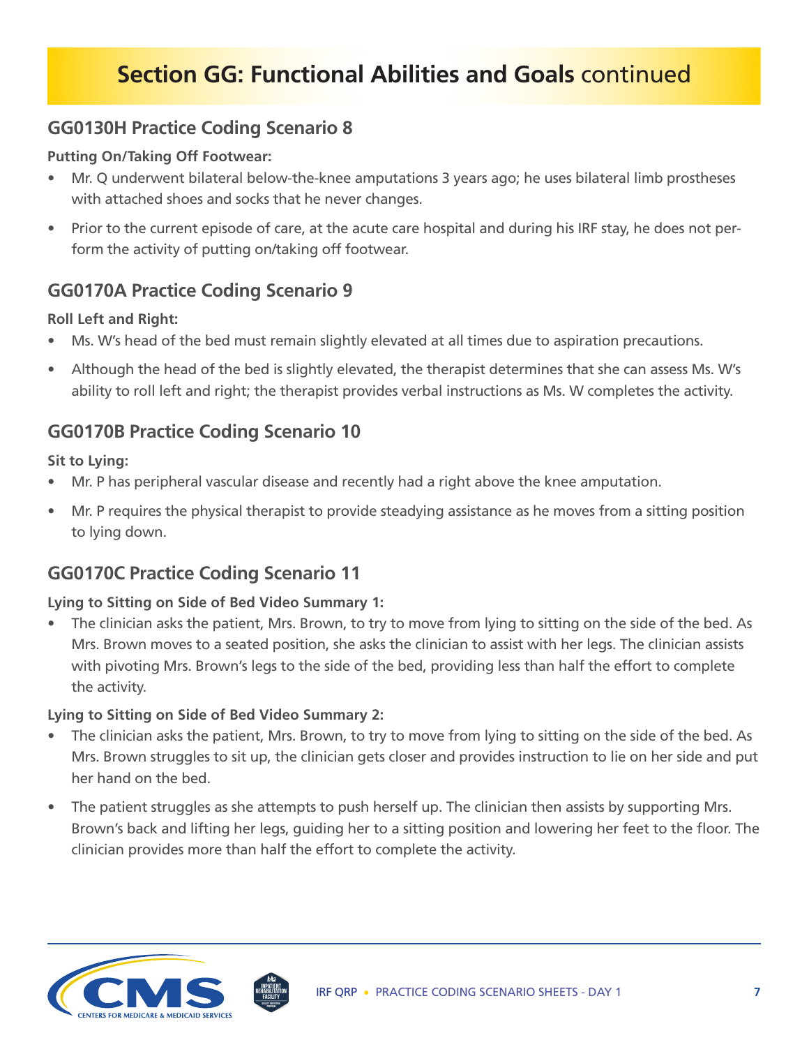# Section GG: Functional Abilities and Goals continued

## GG0130H Practice Coding Scenario 8

**Putting On/Taking Off Footwear:**

- Mr. Q underwent bilateral below-the-knee amputations 3 years ago; he uses bilateral limb prostheses with attached shoes and socks that he never changes.
- Prior to the current episode of care, at the acute care hospital and during his IRF stay, he does not perform the activity of putting on/taking off footwear.

## GG0170A Practice Coding Scenario 9

**Roll Left and Right:**

- Ms. W's head of the bed must remain slightly elevated at all times due to aspiration precautions.
- Although the head of the bed is slightly elevated, the therapist determines that she can assess Ms. W's ability to roll left and right; the therapist provides verbal instructions as Ms. W completes the activity.

## GG0170B Practice Coding Scenario 10

**Sit to Lying:**

- Mr. P has peripheral vascular disease and recently had a right above the knee amputation.
- Mr. P requires the physical therapist to provide steadying assistance as he moves from a sitting position to lying down.

## GG0170C Practice Coding Scenario 11

**Lying to Sitting on Side of Bed Video Summary 1:**

- The clinician asks the patient, Mrs. Brown, to try to move from lying to sitting on the side of the bed. As Mrs. Brown moves to a seated position, she asks the clinician to assist with her legs. The clinician assists with pivoting Mrs. Brown's legs to the side of the bed, providing less than half the effort to complete the activity.

**Lying to Sitting on Side of Bed Video Summary 2:**

- The clinician asks the patient, Mrs. Brown, to try to move from lying to sitting on the side of the bed. As Mrs. Brown struggles to sit up, the clinician gets closer and provides instruction to lie on her side and put her hand on the bed.
- The patient struggles as she attempts to push herself up. The clinician then assists by supporting Mrs. Brown's back and lifting her legs, guiding her to a sitting position and lowering her feet to the floor. The clinician provides more than half the effort to complete the activity.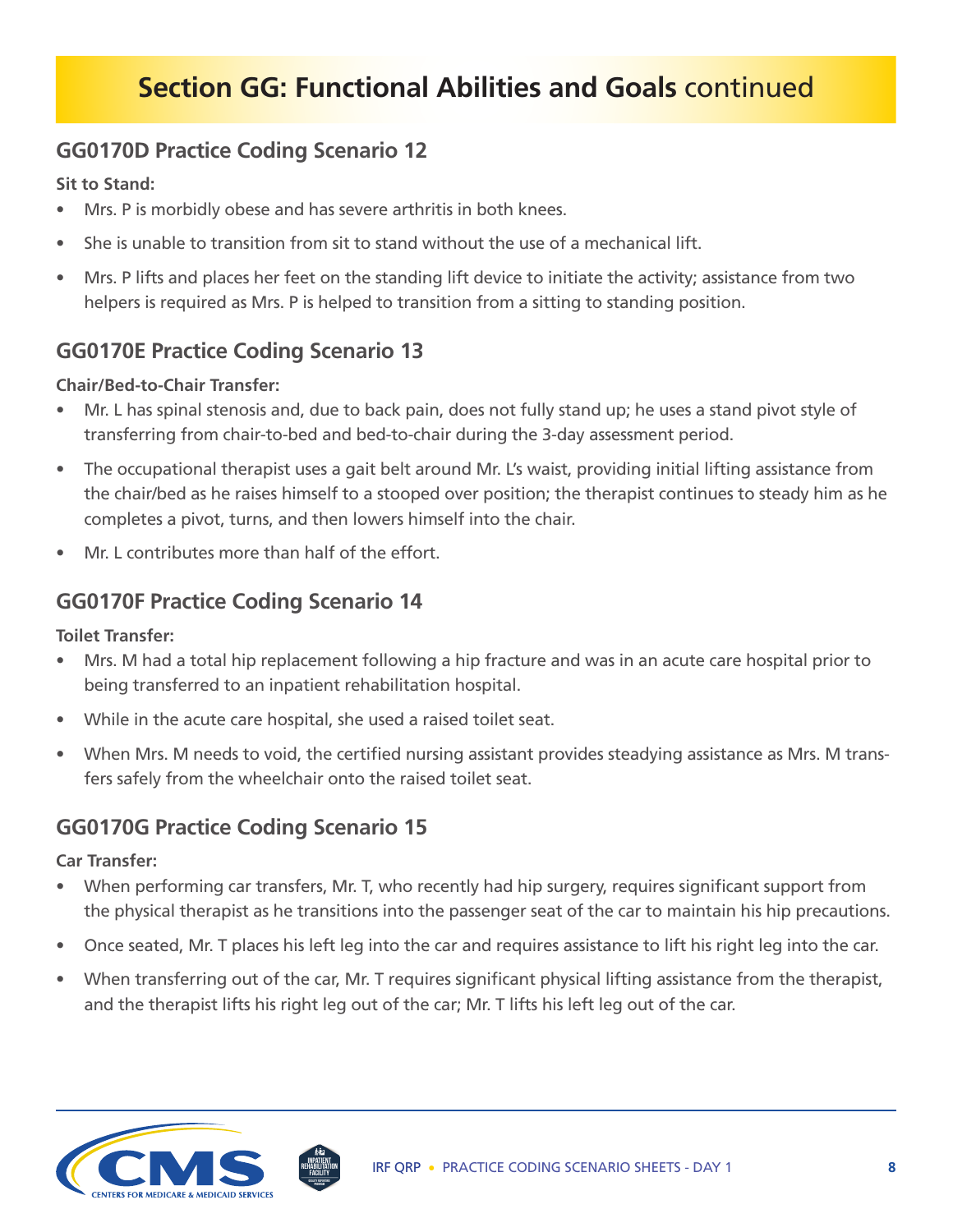## Section GG: Functional Abilities and Goals continued

### GG0170D Practice Coding Scenario 12

**Sit to Stand:**

- Mrs. P is morbidly obese and has severe arthritis in both knees.
- She is unable to transition from sit to stand without the use of a mechanical lift.
- Mrs. P lifts and places her feet on the standing lift device to initiate the activity; assistance from two helpers is required as Mrs. P is helped to transition from a sitting to standing position.

### GG0170E Practice Coding Scenario 13

**Chair/Bed-to-Chair Transfer:**

- Mr. L has spinal stenosis and, due to back pain, does not fully stand up; he uses a stand pivot style of transferring from chair-to-bed and bed-to-chair during the 3-day assessment period.
- The occupational therapist uses a gait belt around Mr. L's waist, providing initial lifting assistance from the chair/bed as he raises himself to a stooped over position; the therapist continues to steady him as he completes a pivot, turns, and then lowers himself into the chair.
- Mr. L contributes more than half of the effort.

### GG0170F Practice Coding Scenario 14

**Toilet Transfer:**

- Mrs. M had a total hip replacement following a hip fracture and was in an acute care hospital prior to being transferred to an inpatient rehabilitation hospital.
- While in the acute care hospital, she used a raised toilet seat.
- When Mrs. M needs to void, the certified nursing assistant provides steadying assistance as Mrs. M transfers safely from the wheelchair onto the raised toilet seat.

### GG0170G Practice Coding Scenario 15

**Car Transfer:**

- When performing car transfers, Mr. T, who recently had hip surgery, requires significant support from the physical therapist as he transitions into the passenger seat of the car to maintain his hip precautions.
- Once seated, Mr. T places his left leg into the car and requires assistance to lift his right leg into the car.
- When transferring out of the car, Mr. T requires significant physical lifting assistance from the therapist, and the therapist lifts his right leg out of the car; Mr. T lifts his left leg out of the car.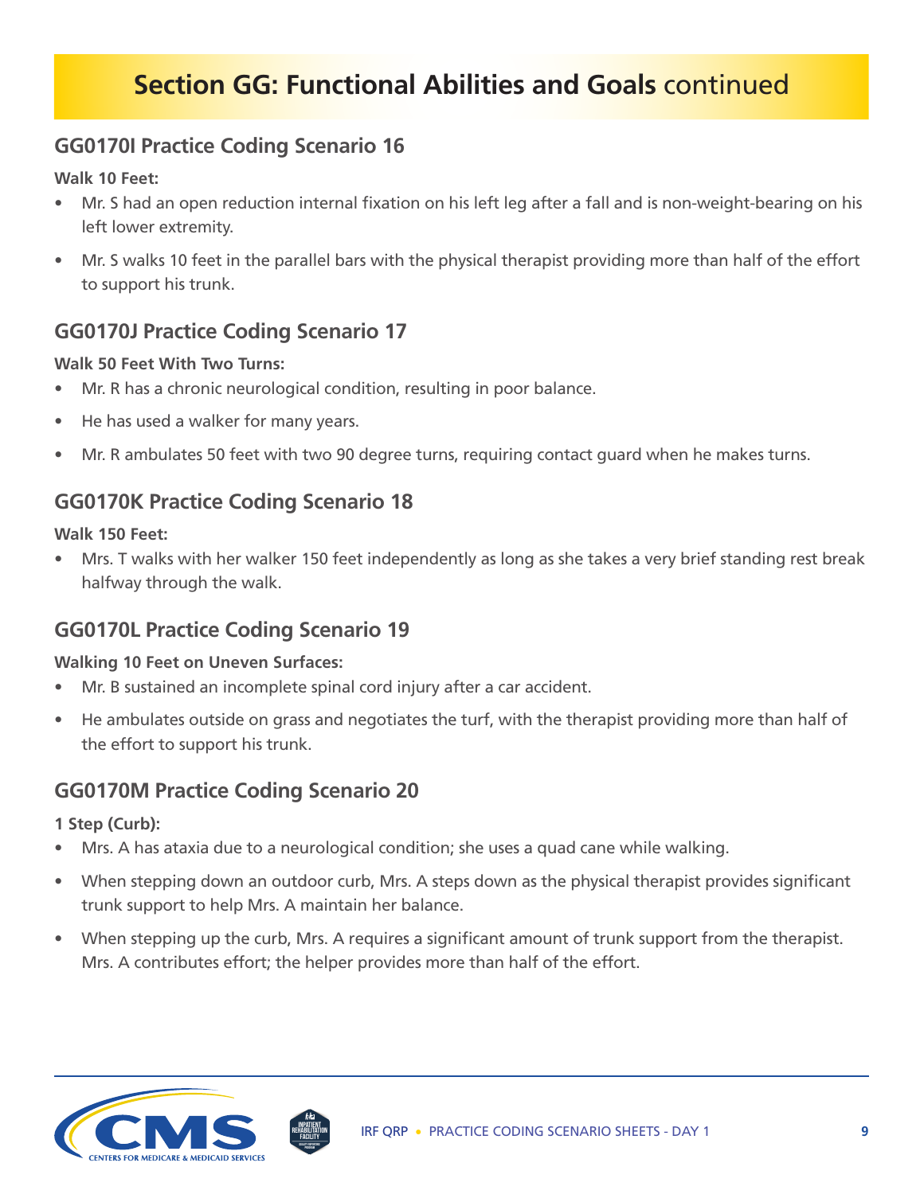## Section GG: Functional Abilities and Goals continued

### GG0170I Practice Coding Scenario 16

**Walk 10 Feet:**

- Mr. S had an open reduction internal fixation on his left leg after a fall and is non-weight-bearing on his left lower extremity.
- Mr. S walks 10 feet in the parallel bars with the physical therapist providing more than half of the effort to support his trunk.

### GG0170J Practice Coding Scenario 17

**Walk 50 Feet With Two Turns:**

- Mr. R has a chronic neurological condition, resulting in poor balance.
- He has used a walker for many years.
- Mr. R ambulates 50 feet with two 90 degree turns, requiring contact guard when he makes turns.

### GG0170K Practice Coding Scenario 18

**Walk 150 Feet:**

- Mrs. T walks with her walker 150 feet independently as long as she takes a very brief standing rest break halfway through the walk.

### GG0170L Practice Coding Scenario 19

**Walking 10 Feet on Uneven Surfaces:**

- Mr. B sustained an incomplete spinal cord injury after a car accident.
- He ambulates outside on grass and negotiates the turf, with the therapist providing more than half of the effort to support his trunk.

### GG0170M Practice Coding Scenario 20

**1 Step (Curb):**

- Mrs. A has ataxia due to a neurological condition; she uses a quad cane while walking.
- When stepping down an outdoor curb, Mrs. A steps down as the physical therapist provides significant trunk support to help Mrs. A maintain her balance.
- When stepping up the curb, Mrs. A requires a significant amount of trunk support from the therapist. Mrs. A contributes effort; the helper provides more than half of the effort.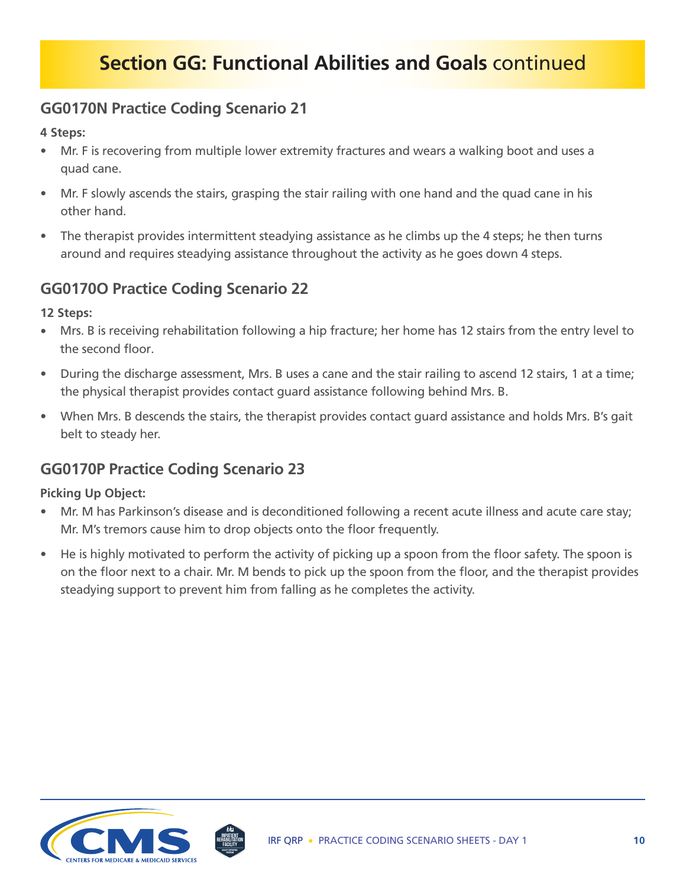# Section GG: Functional Abilities and Goals continued

## GG0170N Practice Coding Scenario 21

**4 Steps:**

- Mr. F is recovering from multiple lower extremity fractures and wears a walking boot and uses a quad cane.
- Mr. F slowly ascends the stairs, grasping the stair railing with one hand and the quad cane in his other hand.
- The therapist provides intermittent steadying assistance as he climbs up the 4 steps; he then turns around and requires steadying assistance throughout the activity as he goes down 4 steps.

## GG0170O Practice Coding Scenario 22

**12 Steps:**

- Mrs. B is receiving rehabilitation following a hip fracture; her home has 12 stairs from the entry level to the second floor.
- During the discharge assessment, Mrs. B uses a cane and the stair railing to ascend 12 stairs, 1 at a time; the physical therapist provides contact guard assistance following behind Mrs. B.
- When Mrs. B descends the stairs, the therapist provides contact guard assistance and holds Mrs. B's gait belt to steady her.

## GG0170P Practice Coding Scenario 23

**Picking Up Object:**

- Mr. M has Parkinson's disease and is deconditioned following a recent acute illness and acute care stay; Mr. M's tremors cause him to drop objects onto the floor frequently.
- He is highly motivated to perform the activity of picking up a spoon from the floor safety. The spoon is on the floor next to a chair. Mr. M bends to pick up the spoon from the floor, and the therapist provides steadying support to prevent him from falling as he completes the activity.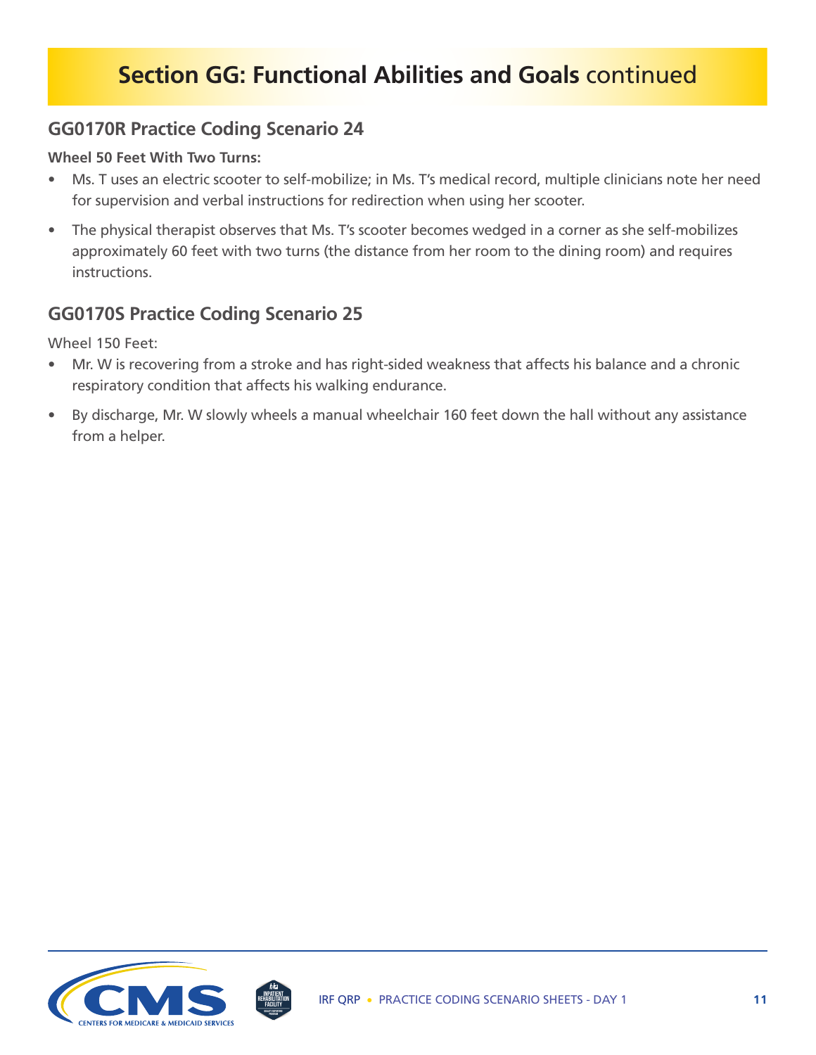# Section GG: Functional Abilities and Goals continued

## GG0170R Practice Coding Scenario 24

**Wheel 50 Feet With Two Turns:**

- Ms. T uses an electric scooter to self-mobilize; in Ms. T's medical record, multiple clinicians note her need for supervision and verbal instructions for redirection when using her scooter.
- The physical therapist observes that Ms. T's scooter becomes wedged in a corner as she self-mobilizes approximately 60 feet with two turns (the distance from her room to the dining room) and requires instructions.

## GG0170S Practice Coding Scenario 25

Wheel 150 Feet:

- Mr. W is recovering from a stroke and has right-sided weakness that affects his balance and a chronic respiratory condition that affects his walking endurance.
- By discharge, Mr. W slowly wheels a manual wheelchair 160 feet down the hall without any assistance from a helper.